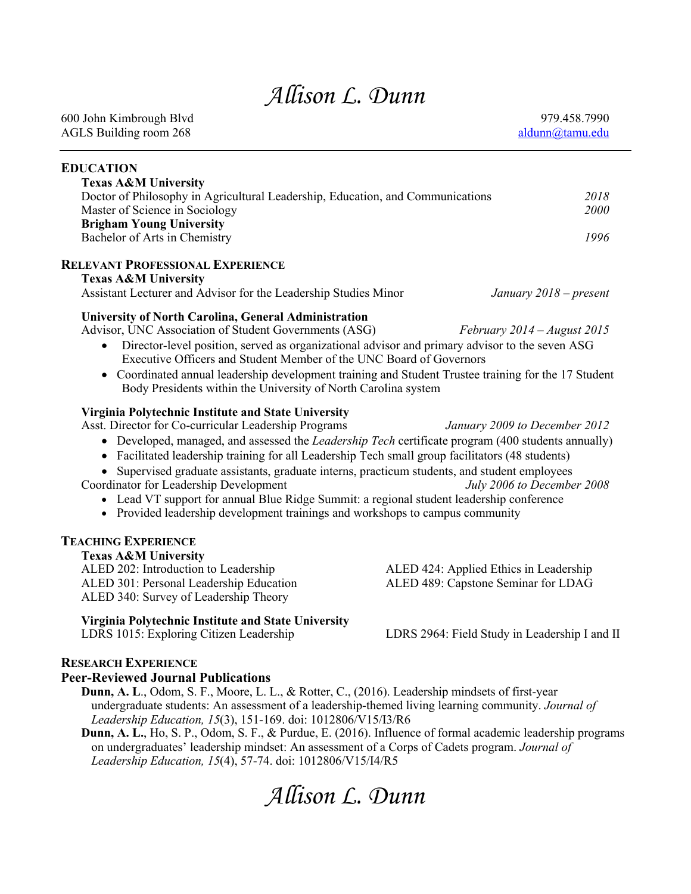# Allison L. Dunn

600 John Kimbrough Blvd
AGLS Building room 268

979.458.7990
aldunn@tamu.edu

## EDUCATION

**Texas A&M University**
Doctor of Philosophy in Agricultural Leadership, Education, and Communications — *2018*
Master of Science in Sociology — *2000*

**Brigham Young University**
Bachelor of Arts in Chemistry — *1996*

## RELEVANT PROFESSIONAL EXPERIENCE

**Texas A&M University**
Assistant Lecturer and Advisor for the Leadership Studies Minor — *January 2018 – present*

**University of North Carolina, General Administration**
Advisor, UNC Association of Student Governments (ASG) — *February 2014 – August 2015*

- Director-level position, served as organizational advisor and primary advisor to the seven ASG Executive Officers and Student Member of the UNC Board of Governors
- Coordinated annual leadership development training and Student Trustee training for the 17 Student Body Presidents within the University of North Carolina system

**Virginia Polytechnic Institute and State University**
Asst. Director for Co-curricular Leadership Programs — *January 2009 to December 2012*

- Developed, managed, and assessed the *Leadership Tech* certificate program (400 students annually)
- Facilitated leadership training for all Leadership Tech small group facilitators (48 students)
- Supervised graduate assistants, graduate interns, practicum students, and student employees

Coordinator for Leadership Development — *July 2006 to December 2008*

- Lead VT support for annual Blue Ridge Summit: a regional student leadership conference
- Provided leadership development trainings and workshops to campus community

## TEACHING EXPERIENCE

**Texas A&M University**
ALED 202: Introduction to Leadership
ALED 301: Personal Leadership Education
ALED 340: Survey of Leadership Theory
ALED 424: Applied Ethics in Leadership
ALED 489: Capstone Seminar for LDAG

**Virginia Polytechnic Institute and State University**
LDRS 1015: Exploring Citizen Leadership
LDRS 2964: Field Study in Leadership I and II

## RESEARCH EXPERIENCE

### Peer-Reviewed Journal Publications

**Dunn, A. L**., Odom, S. F., Moore, L. L., & Rotter, C., (2016). Leadership mindsets of first-year undergraduate students: An assessment of a leadership-themed living learning community. *Journal of Leadership Education, 15*(3), 151-169. doi: 1012806/V15/I3/R6

**Dunn, A. L.**, Ho, S. P., Odom, S. F., & Purdue, E. (2016). Influence of formal academic leadership programs on undergraduates' leadership mindset: An assessment of a Corps of Cadets program. *Journal of Leadership Education, 15*(4), 57-74. doi: 1012806/V15/I4/R5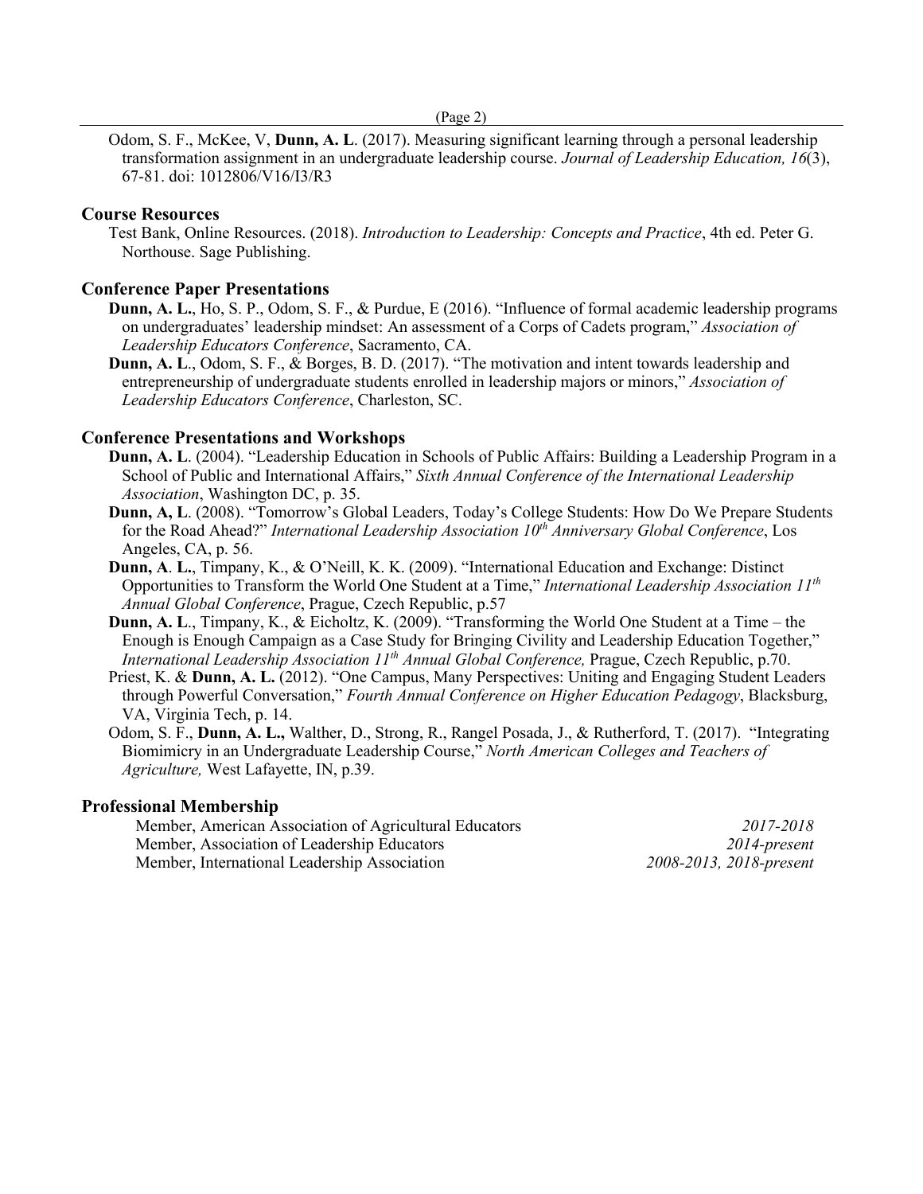Odom, S. F., McKee, V, **Dunn, A. L**. (2017). Measuring significant learning through a personal leadership transformation assignment in an undergraduate leadership course. *Journal of Leadership Education, 16*(3), 67-81. doi: 1012806/V16/I3/R3

## Course Resources

Test Bank, Online Resources. (2018). *Introduction to Leadership: Concepts and Practice*, 4th ed. Peter G. Northouse. Sage Publishing.

## Conference Paper Presentations

**Dunn, A. L.**, Ho, S. P., Odom, S. F., & Purdue, E (2016). "Influence of formal academic leadership programs on undergraduates' leadership mindset: An assessment of a Corps of Cadets program," *Association of Leadership Educators Conference*, Sacramento, CA.

**Dunn, A. L**., Odom, S. F., & Borges, B. D. (2017). "The motivation and intent towards leadership and entrepreneurship of undergraduate students enrolled in leadership majors or minors," *Association of Leadership Educators Conference*, Charleston, SC.

## Conference Presentations and Workshops

**Dunn, A. L**. (2004). "Leadership Education in Schools of Public Affairs: Building a Leadership Program in a School of Public and International Affairs," *Sixth Annual Conference of the International Leadership Association*, Washington DC, p. 35.

**Dunn, A, L**. (2008). "Tomorrow's Global Leaders, Today's College Students: How Do We Prepare Students for the Road Ahead?" *International Leadership Association 10th Anniversary Global Conference*, Los Angeles, CA, p. 56.

**Dunn, A**. **L.**, Timpany, K., & O'Neill, K. K. (2009). "International Education and Exchange: Distinct Opportunities to Transform the World One Student at a Time," *International Leadership Association 11th Annual Global Conference*, Prague, Czech Republic, p.57

**Dunn, A. L**., Timpany, K., & Eicholtz, K. (2009). "Transforming the World One Student at a Time – the Enough is Enough Campaign as a Case Study for Bringing Civility and Leadership Education Together," *International Leadership Association 11th Annual Global Conference,* Prague, Czech Republic, p.70.

Priest, K. & **Dunn, A. L.** (2012). "One Campus, Many Perspectives: Uniting and Engaging Student Leaders through Powerful Conversation," *Fourth Annual Conference on Higher Education Pedagogy*, Blacksburg, VA, Virginia Tech, p. 14.

Odom, S. F., **Dunn, A. L.,** Walther, D., Strong, R., Rangel Posada, J., & Rutherford, T. (2017). "Integrating Biomimicry in an Undergraduate Leadership Course," *North American Colleges and Teachers of Agriculture,* West Lafayette, IN, p.39.

## Professional Membership

| | |
|---|---|
| Member, American Association of Agricultural Educators | *2017-2018* |
| Member, Association of Leadership Educators | *2014-present* |
| Member, International Leadership Association | *2008-2013, 2018-present* |